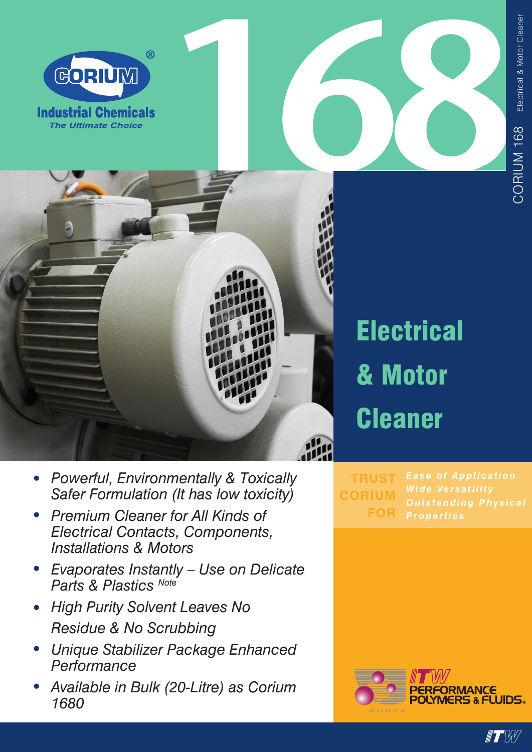CORIUM®

Industrial Chemicals

*The Ultimate Choice*

# 168

CORIUM 168 Electrical & Motor Cleaner

# Electrical & Motor Cleaner

- *Powerful, Environmentally & Toxically Safer Formulation (It has low toxicity)*
- *Premium Cleaner for All Kinds of Electrical Contacts, Components, Installations & Motors*
- *Evaporates Instantly – Use on Delicate Parts & Plastics* Note
- *High Purity Solvent Leaves No Residue & No Scrubbing*
- *Unique Stabilizer Package Enhanced Performance*
- *Available in Bulk (20-Litre) as Corium 1680*

**TRUST CORIUM FOR**

*Ease of Application*
*Wide Versatility*
*Outstanding Physical Properties*

ITW PERFORMANCE POLYMERS & FLUIDS®

KOREA

ITW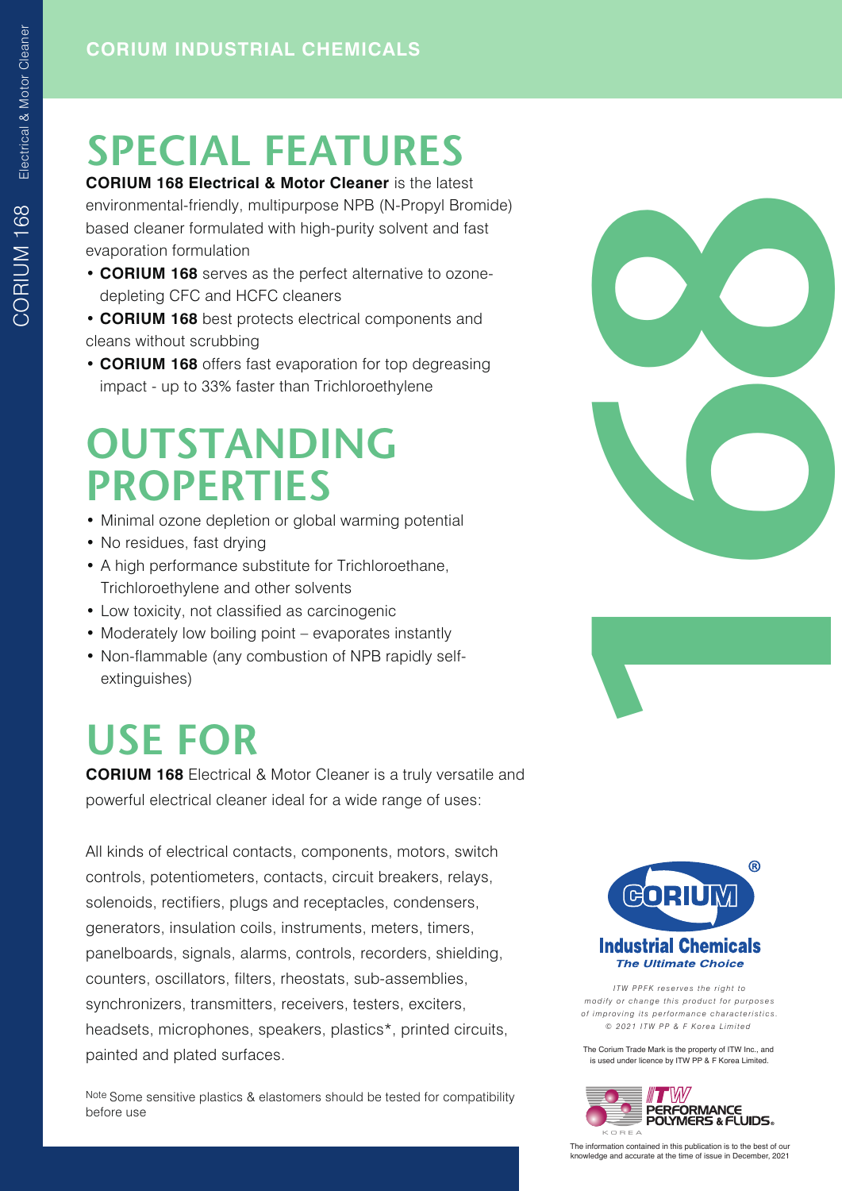CORIUM INDUSTRIAL CHEMICALS

# SPECIAL FEATURES

**CORIUM 168 Electrical & Motor Cleaner** is the latest environmental-friendly, multipurpose NPB (N-Propyl Bromide) based cleaner formulated with high-purity solvent and fast evaporation formulation

- **CORIUM 168** serves as the perfect alternative to ozone-depleting CFC and HCFC cleaners
- **CORIUM 168** best protects electrical components and cleans without scrubbing
- **CORIUM 168** offers fast evaporation for top degreasing impact - up to 33% faster than Trichloroethylene

# OUTSTANDING PROPERTIES

- Minimal ozone depletion or global warming potential
- No residues, fast drying
- A high performance substitute for Trichloroethane, Trichloroethylene and other solvents
- Low toxicity, not classified as carcinogenic
- Moderately low boiling point – evaporates instantly
- Non-flammable (any combustion of NPB rapidly self-extinguishes)

# USE FOR

**CORIUM 168** Electrical & Motor Cleaner is a truly versatile and powerful electrical cleaner ideal for a wide range of uses:

All kinds of electrical contacts, components, motors, switch controls, potentiometers, contacts, circuit breakers, relays, solenoids, rectifiers, plugs and receptacles, condensers, generators, insulation coils, instruments, meters, timers, panelboards, signals, alarms, controls, recorders, shielding, counters, oscillators, filters, rheostats, sub-assemblies, synchronizers, transmitters, receivers, testers, exciters, headsets, microphones, speakers, plastics*, printed circuits, painted and plated surfaces.

Note Some sensitive plastics & elastomers should be tested for compatibility before use

CORIUM® Industrial Chemicals *The Ultimate Choice*

*ITW PPFK reserves the right to modify or change this product for purposes of improving its performance characteristics. © 2021 ITW PP & F Korea Limited*

The Corium Trade Mark is the property of ITW Inc., and is used under licence by ITW PP & F Korea Limited.

ITW PERFORMANCE POLYMERS & FLUIDS KOREA

The information contained in this publication is to the best of our knowledge and accurate at the time of issue in December, 2021